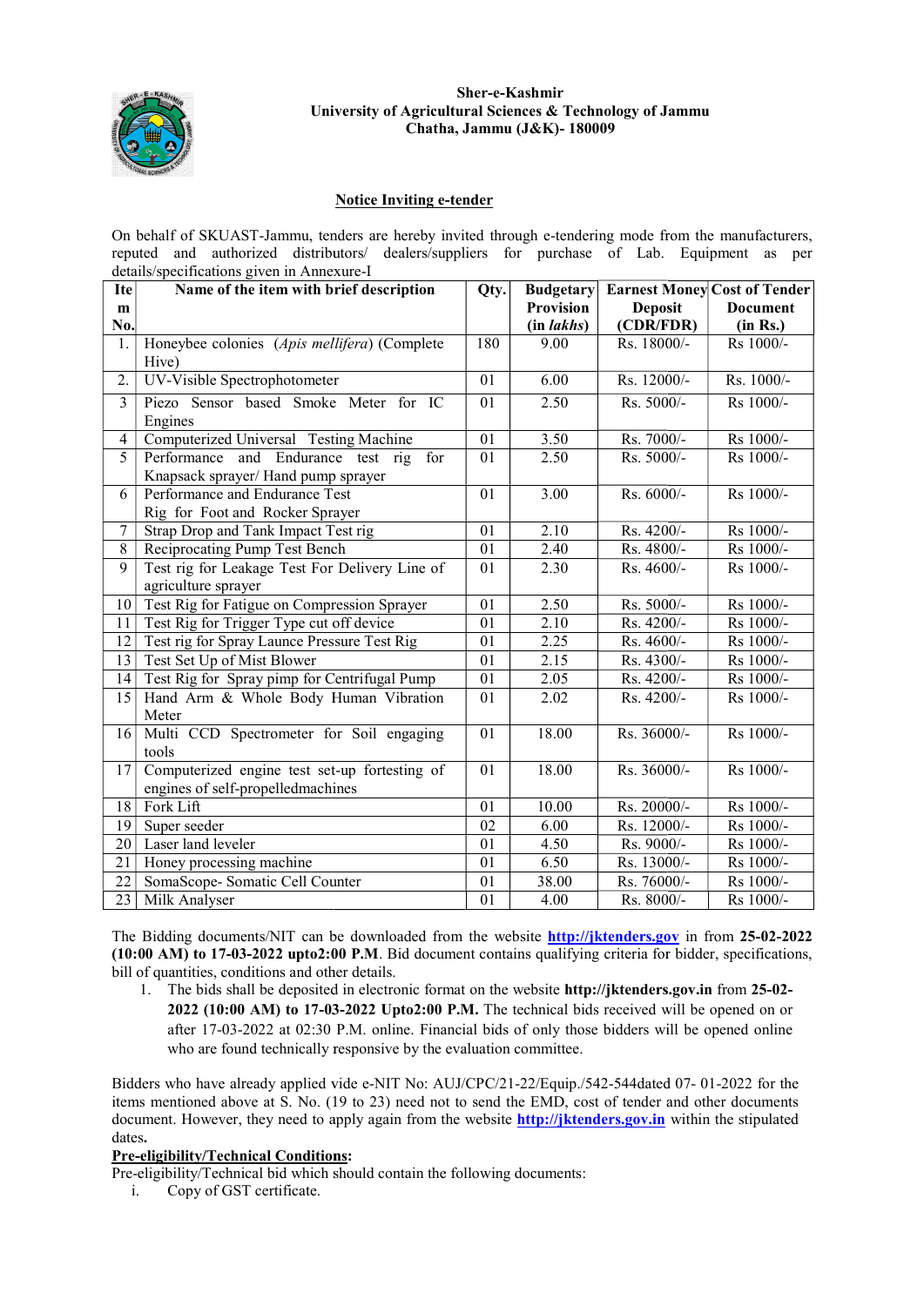**Sher-e-Kashmir**
**University of Agricultural Sciences & Technology of Jammu**
**Chatha, Jammu (J&K)- 180009**

## Notice Inviting e-tender

On behalf of SKUAST-Jammu, tenders are hereby invited through e-tendering mode from the manufacturers, reputed and authorized distributors/ dealers/suppliers for purchase of Lab. Equipment as per details/specifications given in Annexure-I

| Item No. | Name of the item with brief description | Qty. | Budgetary Provision (in *lakhs*) | Earnest Money Deposit (CDR/FDR) | Cost of Tender Document (in Rs.) |
|---|---|---|---|---|---|
| 1. | Honeybee colonies (*Apis mellifera*) (Complete Hive) | 180 | 9.00 | Rs. 18000/- | Rs 1000/- |
| 2. | UV-Visible Spectrophotometer | 01 | 6.00 | Rs. 12000/- | Rs. 1000/- |
| 3 | Piezo Sensor based Smoke Meter for IC Engines | 01 | 2.50 | Rs. 5000/- | Rs 1000/- |
| 4 | Computerized Universal Testing Machine | 01 | 3.50 | Rs. 7000/- | Rs 1000/- |
| 5 | Performance and Endurance test rig for Knapsack sprayer/ Hand pump sprayer | 01 | 2.50 | Rs. 5000/- | Rs 1000/- |
| 6 | Performance and Endurance Test Rig for Foot and Rocker Sprayer | 01 | 3.00 | Rs. 6000/- | Rs 1000/- |
| 7 | Strap Drop and Tank Impact Test rig | 01 | 2.10 | Rs. 4200/- | Rs 1000/- |
| 8 | Reciprocating Pump Test Bench | 01 | 2.40 | Rs. 4800/- | Rs 1000/- |
| 9 | Test rig for Leakage Test For Delivery Line of agriculture sprayer | 01 | 2.30 | Rs. 4600/- | Rs 1000/- |
| 10 | Test Rig for Fatigue on Compression Sprayer | 01 | 2.50 | Rs. 5000/- | Rs 1000/- |
| 11 | Test Rig for Trigger Type cut off device | 01 | 2.10 | Rs. 4200/- | Rs 1000/- |
| 12 | Test rig for Spray Launce Pressure Test Rig | 01 | 2.25 | Rs. 4600/- | Rs 1000/- |
| 13 | Test Set Up of Mist Blower | 01 | 2.15 | Rs. 4300/- | Rs 1000/- |
| 14 | Test Rig for Spray pimp for Centrifugal Pump | 01 | 2.05 | Rs. 4200/- | Rs 1000/- |
| 15 | Hand Arm & Whole Body Human Vibration Meter | 01 | 2.02 | Rs. 4200/- | Rs 1000/- |
| 16 | Multi CCD Spectrometer for Soil engaging tools | 01 | 18.00 | Rs. 36000/- | Rs 1000/- |
| 17 | Computerized engine test set-up fortesting of engines of self-propelledmachines | 01 | 18.00 | Rs. 36000/- | Rs 1000/- |
| 18 | Fork Lift | 01 | 10.00 | Rs. 20000/- | Rs 1000/- |
| 19 | Super seeder | 02 | 6.00 | Rs. 12000/- | Rs 1000/- |
| 20 | Laser land leveler | 01 | 4.50 | Rs. 9000/- | Rs 1000/- |
| 21 | Honey processing machine | 01 | 6.50 | Rs. 13000/- | Rs 1000/- |
| 22 | SomaScope- Somatic Cell Counter | 01 | 38.00 | Rs. 76000/- | Rs 1000/- |
| 23 | Milk Analyser | 01 | 4.00 | Rs. 8000/- | Rs 1000/- |

The Bidding documents/NIT can be downloaded from the website **http://jktenders.gov** in from **25-02-2022 (10:00 AM) to 17-03-2022 upto2:00 P.M**. Bid document contains qualifying criteria for bidder, specifications, bill of quantities, conditions and other details.

1. The bids shall be deposited in electronic format on the website **http://jktenders.gov.in** from **25-02-2022 (10:00 AM) to 17-03-2022 Upto2:00 P.M.** The technical bids received will be opened on or after 17-03-2022 at 02:30 P.M. online. Financial bids of only those bidders will be opened online who are found technically responsive by the evaluation committee.

Bidders who have already applied vide e-NIT No: AUJ/CPC/21-22/Equip./542-544dated 07- 01-2022 for the items mentioned above at S. No. (19 to 23) need not to send the EMD, cost of tender and other documents document. However, they need to apply again from the website **http://jktenders.gov.in** within the stipulated dates**.**

**Pre-eligibility/Technical Conditions:**

Pre-eligibility/Technical bid which should contain the following documents:

i. Copy of GST certificate.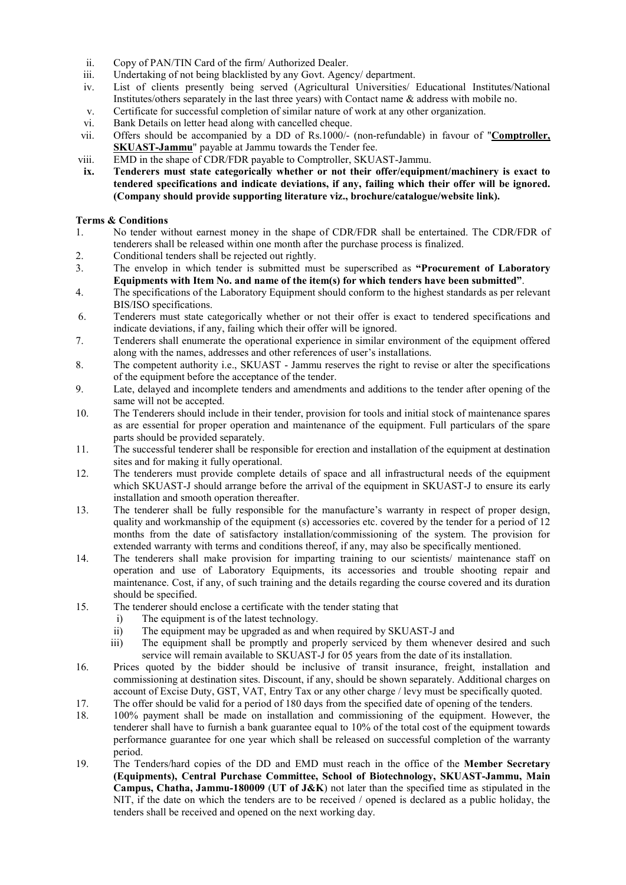ii. Copy of PAN/TIN Card of the firm/ Authorized Dealer.
iii. Undertaking of not being blacklisted by any Govt. Agency/ department.
iv. List of clients presently being served (Agricultural Universities/ Educational Institutes/National Institutes/others separately in the last three years) with Contact name & address with mobile no.
v. Certificate for successful completion of similar nature of work at any other organization.
vi. Bank Details on letter head along with cancelled cheque.
vii. Offers should be accompanied by a DD of Rs.1000/- (non-refundable) in favour of "**Comptroller, SKUAST-Jammu**" payable at Jammu towards the Tender fee.
viii. EMD in the shape of CDR/FDR payable to Comptroller, SKUAST-Jammu.
**ix. Tenderers must state categorically whether or not their offer/equipment/machinery is exact to tendered specifications and indicate deviations, if any, failing which their offer will be ignored. (Company should provide supporting literature viz., brochure/catalogue/website link).**

**Terms & Conditions**

1. No tender without earnest money in the shape of CDR/FDR shall be entertained. The CDR/FDR of tenderers shall be released within one month after the purchase process is finalized.
2. Conditional tenders shall be rejected out rightly.
3. The envelop in which tender is submitted must be superscribed as **"Procurement of Laboratory Equipments with Item No. and name of the item(s) for which tenders have been submitted"**.
4. The specifications of the Laboratory Equipment should conform to the highest standards as per relevant BIS/ISO specifications.
6. Tenderers must state categorically whether or not their offer is exact to tendered specifications and indicate deviations, if any, failing which their offer will be ignored.
7. Tenderers shall enumerate the operational experience in similar environment of the equipment offered along with the names, addresses and other references of user's installations.
8. The competent authority i.e., SKUAST - Jammu reserves the right to revise or alter the specifications of the equipment before the acceptance of the tender.
9. Late, delayed and incomplete tenders and amendments and additions to the tender after opening of the same will not be accepted.
10. The Tenderers should include in their tender, provision for tools and initial stock of maintenance spares as are essential for proper operation and maintenance of the equipment. Full particulars of the spare parts should be provided separately.
11. The successful tenderer shall be responsible for erection and installation of the equipment at destination sites and for making it fully operational.
12. The tenderers must provide complete details of space and all infrastructural needs of the equipment which SKUAST-J should arrange before the arrival of the equipment in SKUAST-J to ensure its early installation and smooth operation thereafter.
13. The tenderer shall be fully responsible for the manufacture's warranty in respect of proper design, quality and workmanship of the equipment (s) accessories etc. covered by the tender for a period of 12 months from the date of satisfactory installation/commissioning of the system. The provision for extended warranty with terms and conditions thereof, if any, may also be specifically mentioned.
14. The tenderers shall make provision for imparting training to our scientists/ maintenance staff on operation and use of Laboratory Equipments, its accessories and trouble shooting repair and maintenance. Cost, if any, of such training and the details regarding the course covered and its duration should be specified.
15. The tenderer should enclose a certificate with the tender stating that
    i) The equipment is of the latest technology.
    ii) The equipment may be upgraded as and when required by SKUAST-J and
    iii) The equipment shall be promptly and properly serviced by them whenever desired and such service will remain available to SKUAST-J for 05 years from the date of its installation.
16. Prices quoted by the bidder should be inclusive of transit insurance, freight, installation and commissioning at destination sites. Discount, if any, should be shown separately. Additional charges on account of Excise Duty, GST, VAT, Entry Tax or any other charge / levy must be specifically quoted.
17. The offer should be valid for a period of 180 days from the specified date of opening of the tenders.
18. 100% payment shall be made on installation and commissioning of the equipment. However, the tenderer shall have to furnish a bank guarantee equal to 10% of the total cost of the equipment towards performance guarantee for one year which shall be released on successful completion of the warranty period.
19. The Tenders/hard copies of the DD and EMD must reach in the office of the **Member Secretary (Equipments), Central Purchase Committee, School of Biotechnology, SKUAST-Jammu, Main Campus, Chatha, Jammu-180009** (**UT of J&K**) not later than the specified time as stipulated in the NIT, if the date on which the tenders are to be received / opened is declared as a public holiday, the tenders shall be received and opened on the next working day.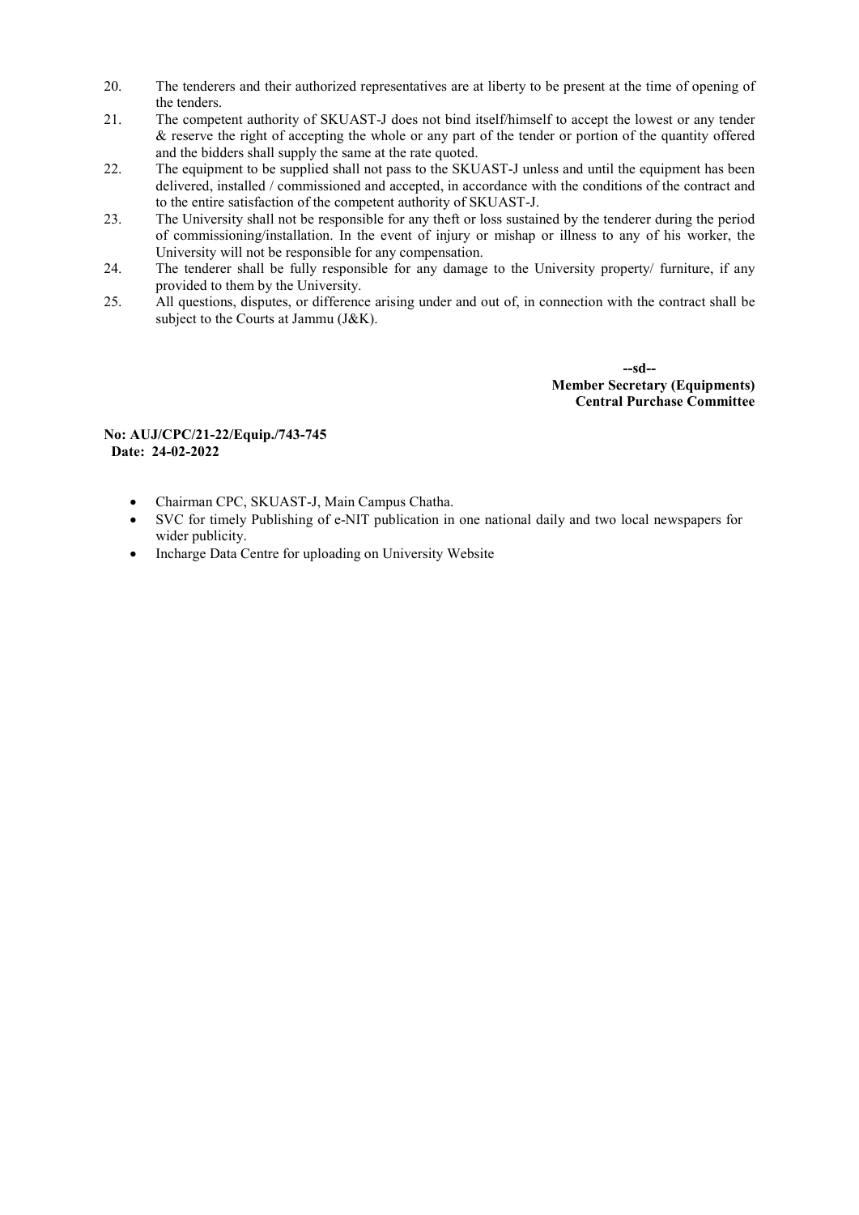20. The tenderers and their authorized representatives are at liberty to be present at the time of opening of the tenders.
21. The competent authority of SKUAST-J does not bind itself/himself to accept the lowest or any tender & reserve the right of accepting the whole or any part of the tender or portion of the quantity offered and the bidders shall supply the same at the rate quoted.
22. The equipment to be supplied shall not pass to the SKUAST-J unless and until the equipment has been delivered, installed / commissioned and accepted, in accordance with the conditions of the contract and to the entire satisfaction of the competent authority of SKUAST-J.
23. The University shall not be responsible for any theft or loss sustained by the tenderer during the period of commissioning/installation. In the event of injury or mishap or illness to any of his worker, the University will not be responsible for any compensation.
24. The tenderer shall be fully responsible for any damage to the University property/ furniture, if any provided to them by the University.
25. All questions, disputes, or difference arising under and out of, in connection with the contract shall be subject to the Courts at Jammu (J&K).

**--sd--**
**Member Secretary (Equipments)**
**Central Purchase Committee**

**No: AUJ/CPC/21-22/Equip./743-745**
**Date: 24-02-2022**

- Chairman CPC, SKUAST-J, Main Campus Chatha.
- SVC for timely Publishing of e-NIT publication in one national daily and two local newspapers for wider publicity.
- Incharge Data Centre for uploading on University Website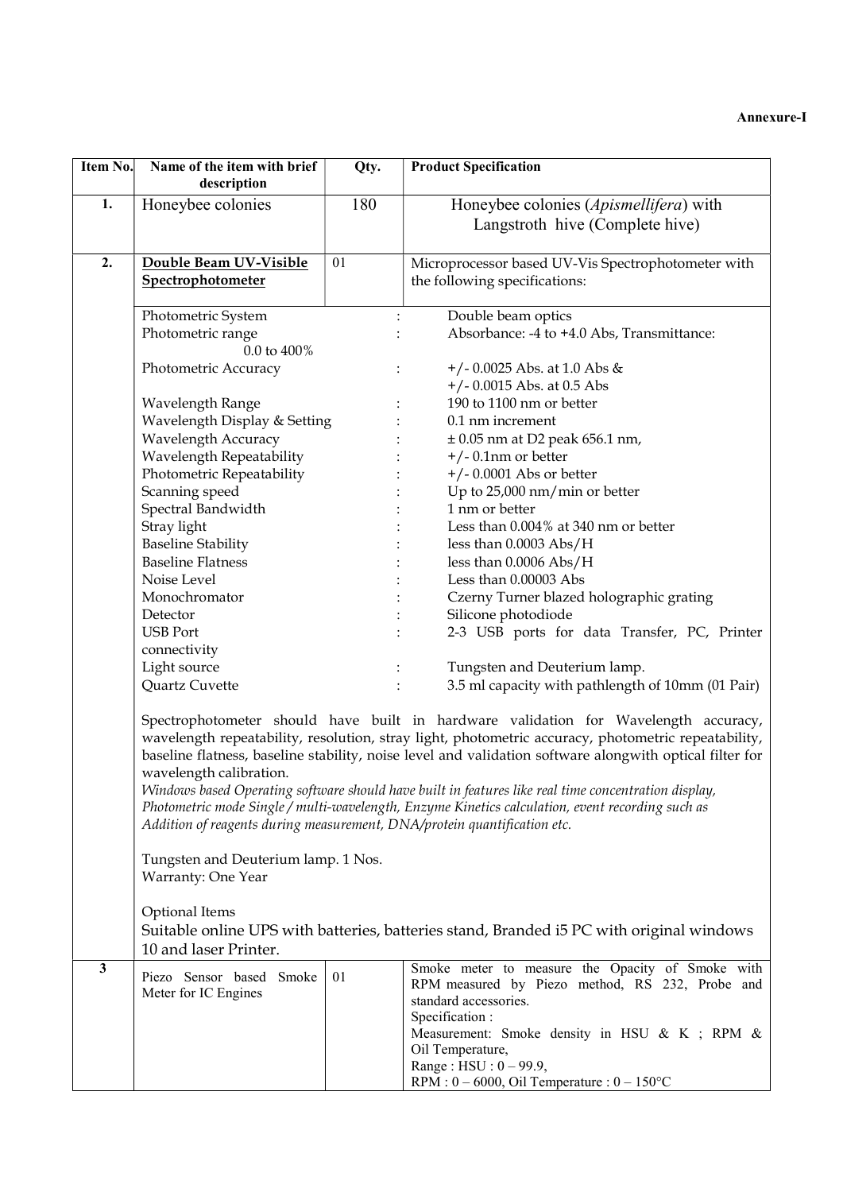**Annexure-I**

| Item No. | Name of the item with brief description | Qty. | Product Specification |
|---|---|---|---|
| **1.** | Honeybee colonies | 180 | Honeybee colonies (*Apismellifera*) with Langstroth hive (Complete hive) |
| **2.** | **Double Beam UV-Visible Spectrophotometer** | 01 | Microprocessor based UV-Vis Spectrophotometer with the following specifications: |
| | Photometric System : Double beam optics<br>Photometric range : Absorbance: -4 to +4.0 Abs, Transmittance: 0.0 to 400%<br>Photometric Accuracy : +/- 0.0025 Abs. at 1.0 Abs & +/- 0.0015 Abs. at 0.5 Abs<br>Wavelength Range : 190 to 1100 nm or better<br>Wavelength Display & Setting : 0.1 nm increment<br>Wavelength Accuracy : ± 0.05 nm at D2 peak 656.1 nm,<br>Wavelength Repeatability : +/- 0.1nm or better<br>Photometric Repeatability : +/- 0.0001 Abs or better<br>Scanning speed : Up to 25,000 nm/min or better<br>Spectral Bandwidth : 1 nm or better<br>Stray light : Less than 0.004% at 340 nm or better<br>Baseline Stability : less than 0.0003 Abs/H<br>Baseline Flatness : less than 0.0006 Abs/H<br>Noise Level : Less than 0.00003 Abs<br>Monochromator : Czerny Turner blazed holographic grating<br>Detector : Silicone photodiode<br>USB Port connectivity : 2-3 USB ports for data Transfer, PC, Printer<br>Light source : Tungsten and Deuterium lamp.<br>Quartz Cuvette : 3.5 ml capacity with pathlength of 10mm (01 Pair)<br><br>Spectrophotometer should have built in hardware validation for Wavelength accuracy, wavelength repeatability, resolution, stray light, photometric accuracy, photometric repeatability, baseline flatness, baseline stability, noise level and validation software alongwith optical filter for wavelength calibration.<br>*Windows based Operating software should have built in features like real time concentration display, Photometric mode Single / multi-wavelength, Enzyme Kinetics calculation, event recording such as Addition of reagents during measurement, DNA/protein quantification etc.*<br><br>Tungsten and Deuterium lamp. 1 Nos.<br>Warranty: One Year<br><br>Optional Items<br>Suitable online UPS with batteries, batteries stand, Branded i5 PC with original windows 10 and laser Printer. | | |
| **3** | Piezo Sensor based Smoke Meter for IC Engines | 01 | Smoke meter to measure the Opacity of Smoke with RPM measured by Piezo method, RS 232, Probe and standard accessories.<br>Specification :<br>Measurement: Smoke density in HSU & K ; RPM & Oil Temperature,<br>Range : HSU : 0 – 99.9,<br>RPM : 0 – 6000, Oil Temperature : 0 – 150°C |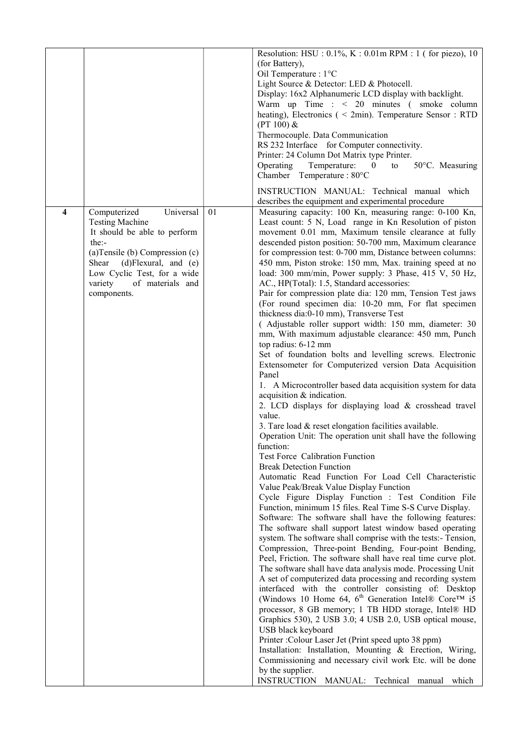| | | | |
|---|---|---|---|
| | | | Resolution: HSU : 0.1%, K : 0.01m RPM : 1 ( for piezo), 10 (for Battery),<br>Oil Temperature : 1°C<br>Light Source & Detector: LED & Photocell.<br>Display: 16x2 Alphanumeric LCD display with backlight.<br>Warm up Time : < 20 minutes ( smoke column heating), Electronics ( < 2min). Temperature Sensor : RTD (PT 100) &<br>Thermocouple. Data Communication<br>RS 232 Interface for Computer connectivity.<br>Printer: 24 Column Dot Matrix type Printer.<br>Operating Temperature: 0 to 50°C. Measuring Chamber Temperature : 80°C<br><br>INSTRUCTION MANUAL: Technical manual which describes the equipment and experimental procedure |
| **4** | Computerized Universal Testing Machine<br>It should be able to perform the:-<br>(a)Tensile (b) Compression (c) Shear (d)Flexural, and (e) Low Cyclic Test, for a wide variety of materials and components. | 01 | Measuring capacity: 100 Kn, measuring range: 0-100 Kn, Least count: 5 N, Load range in Kn Resolution of piston movement 0.01 mm, Maximum tensile clearance at fully descended piston position: 50-700 mm, Maximum clearance for compression test: 0-700 mm, Distance between columns: 450 mm, Piston stroke: 150 mm, Max. training speed at no load: 300 mm/min, Power supply: 3 Phase, 415 V, 50 Hz, AC., HP(Total): 1.5, Standard accessories:<br>Pair for compression plate dia: 120 mm, Tension Test jaws (For round specimen dia: 10-20 mm, For flat specimen thickness dia:0-10 mm), Transverse Test<br>( Adjustable roller support width: 150 mm, diameter: 30 mm, With maximum adjustable clearance: 450 mm, Punch top radius: 6-12 mm<br>Set of foundation bolts and levelling screws. Electronic Extensometer for Computerized version Data Acquisition Panel<br>1. A Microcontroller based data acquisition system for data acquisition & indication.<br>2. LCD displays for displaying load & crosshead travel value.<br>3. Tare load & reset elongation facilities available.<br>Operation Unit: The operation unit shall have the following function:<br>Test Force Calibration Function<br>Break Detection Function<br>Automatic Read Function For Load Cell Characteristic Value Peak/Break Value Display Function<br>Cycle Figure Display Function : Test Condition File Function, minimum 15 files. Real Time S-S Curve Display.<br>Software: The software shall have the following features: The software shall support latest window based operating system. The software shall comprise with the tests:- Tension, Compression, Three-point Bending, Four-point Bending, Peel, Friction. The software shall have real time curve plot. The software shall have data analysis mode. Processing Unit A set of computerized data processing and recording system interfaced with the controller consisting of: Desktop (Windows 10 Home 64, 6th Generation Intel® Core™ i5 processor, 8 GB memory; 1 TB HDD storage, Intel® HD Graphics 530), 2 USB 3.0; 4 USB 2.0, USB optical mouse, USB black keyboard<br>Printer :Colour Laser Jet (Print speed upto 38 ppm)<br>Installation: Installation, Mounting & Erection, Wiring, Commissioning and necessary civil work Etc. will be done by the supplier.<br>INSTRUCTION MANUAL: Technical manual which |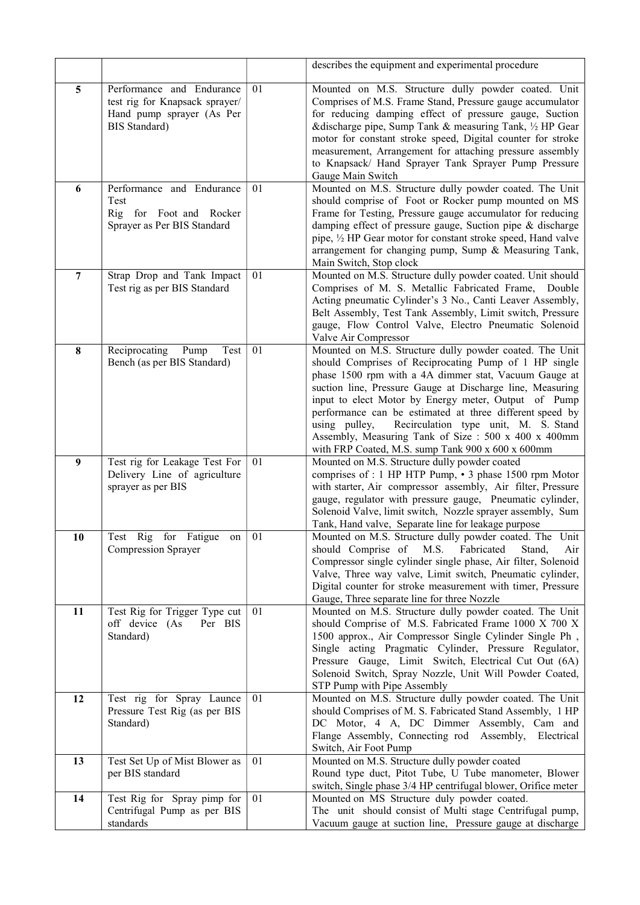| | | | describes the equipment and experimental procedure |
|---|---|---|---|
| 5 | Performance and Endurance test rig for Knapsack sprayer/ Hand pump sprayer (As Per BIS Standard) | 01 | Mounted on M.S. Structure dully powder coated. Unit Comprises of M.S. Frame Stand, Pressure gauge accumulator for reducing damping effect of pressure gauge, Suction &discharge pipe, Sump Tank & measuring Tank, ½ HP Gear motor for constant stroke speed, Digital counter for stroke measurement, Arrangement for attaching pressure assembly to Knapsack/ Hand Sprayer Tank Sprayer Pump Pressure Gauge Main Switch |
| 6 | Performance and Endurance Test Rig for Foot and Rocker Sprayer as Per BIS Standard | 01 | Mounted on M.S. Structure dully powder coated. The Unit should comprise of Foot or Rocker pump mounted on MS Frame for Testing, Pressure gauge accumulator for reducing damping effect of pressure gauge, Suction pipe & discharge pipe, ½ HP Gear motor for constant stroke speed, Hand valve arrangement for changing pump, Sump & Measuring Tank, Main Switch, Stop clock |
| 7 | Strap Drop and Tank Impact Test rig as per BIS Standard | 01 | Mounted on M.S. Structure dully powder coated. Unit should Comprises of M. S. Metallic Fabricated Frame, Double Acting pneumatic Cylinder's 3 No., Canti Leaver Assembly, Belt Assembly, Test Tank Assembly, Limit switch, Pressure gauge, Flow Control Valve, Electro Pneumatic Solenoid Valve Air Compressor |
| 8 | Reciprocating Pump Test Bench (as per BIS Standard) | 01 | Mounted on M.S. Structure dully powder coated. The Unit should Comprises of Reciprocating Pump of 1 HP single phase 1500 rpm with a 4A dimmer stat, Vacuum Gauge at suction line, Pressure Gauge at Discharge line, Measuring input to elect Motor by Energy meter, Output of Pump performance can be estimated at three different speed by using pulley, Recirculation type unit, M. S. Stand Assembly, Measuring Tank of Size : 500 x 400 x 400mm with FRP Coated, M.S. sump Tank 900 x 600 x 600mm |
| 9 | Test rig for Leakage Test For Delivery Line of agriculture sprayer as per BIS | 01 | Mounted on M.S. Structure dully powder coated comprises of : 1 HP HTP Pump, • 3 phase 1500 rpm Motor with starter, Air compressor assembly, Air filter, Pressure gauge, regulator with pressure gauge, Pneumatic cylinder, Solenoid Valve, limit switch, Nozzle sprayer assembly, Sum Tank, Hand valve, Separate line for leakage purpose |
| 10 | Test Rig for Fatigue on Compression Sprayer | 01 | Mounted on M.S. Structure dully powder coated. The Unit should Comprise of M.S. Fabricated Stand, Air Compressor single cylinder single phase, Air filter, Solenoid Valve, Three way valve, Limit switch, Pneumatic cylinder, Digital counter for stroke measurement with timer, Pressure Gauge, Three separate line for three Nozzle |
| 11 | Test Rig for Trigger Type cut off device (As Per BIS Standard) | 01 | Mounted on M.S. Structure dully powder coated. The Unit should Comprise of M.S. Fabricated Frame 1000 X 700 X 1500 approx., Air Compressor Single Cylinder Single Ph , Single acting Pragmatic Cylinder, Pressure Regulator, Pressure Gauge, Limit Switch, Electrical Cut Out (6A) Solenoid Switch, Spray Nozzle, Unit Will Powder Coated, STP Pump with Pipe Assembly |
| 12 | Test rig for Spray Launce Pressure Test Rig (as per BIS Standard) | 01 | Mounted on M.S. Structure dully powder coated. The Unit should Comprises of M. S. Fabricated Stand Assembly, 1 HP DC Motor, 4 A, DC Dimmer Assembly, Cam and Flange Assembly, Connecting rod Assembly, Electrical Switch, Air Foot Pump |
| 13 | Test Set Up of Mist Blower as per BIS standard | 01 | Mounted on M.S. Structure dully powder coated Round type duct, Pitot Tube, U Tube manometer, Blower switch, Single phase 3/4 HP centrifugal blower, Orifice meter |
| 14 | Test Rig for Spray pimp for Centrifugal Pump as per BIS standards | 01 | Mounted on MS Structure duly powder coated. The unit should consist of Multi stage Centrifugal pump, Vacuum gauge at suction line, Pressure gauge at discharge |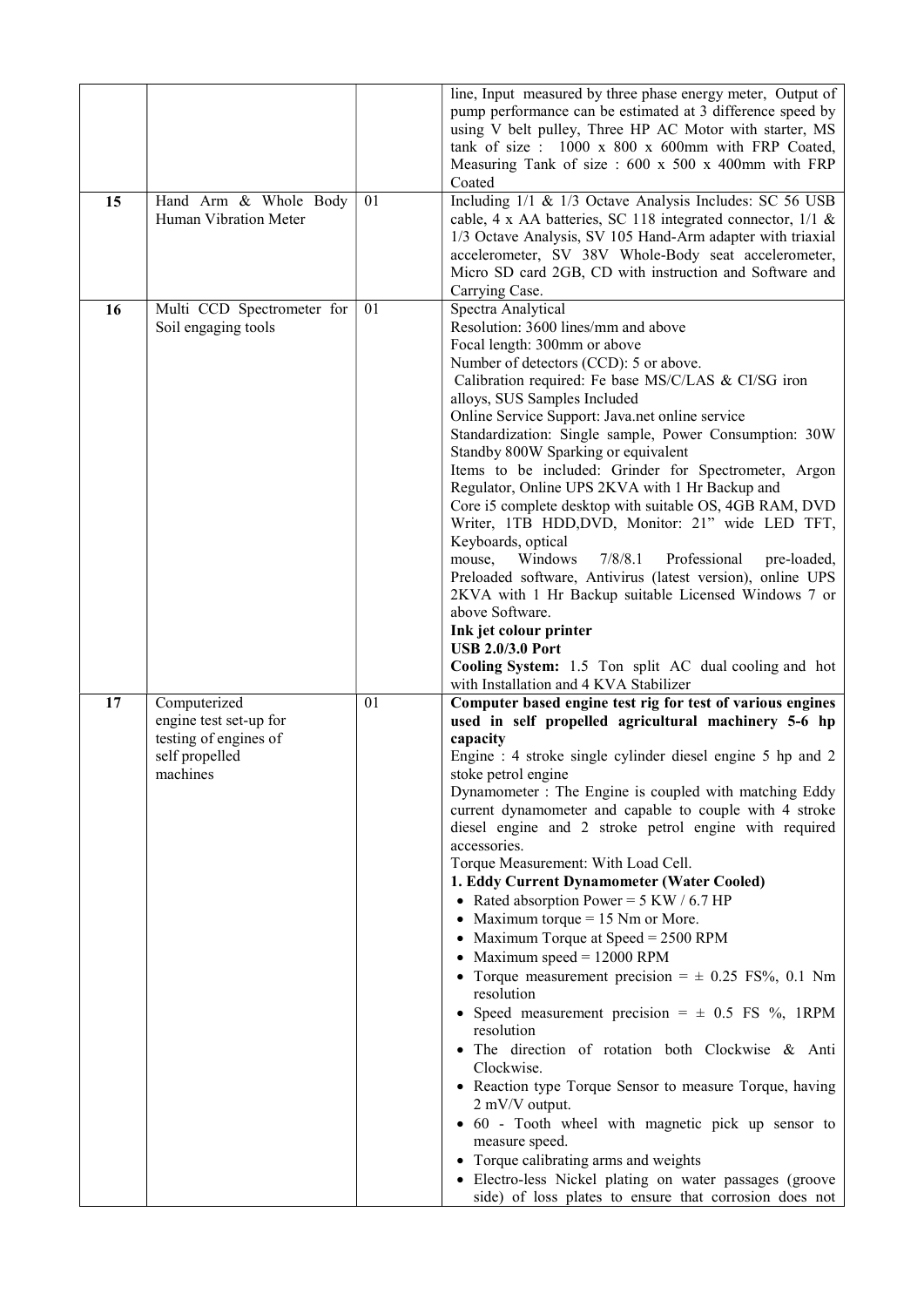| | | | |
|---|---|---|---|
| | | | line, Input measured by three phase energy meter, Output of pump performance can be estimated at 3 difference speed by using V belt pulley, Three HP AC Motor with starter, MS tank of size : 1000 x 800 x 600mm with FRP Coated, Measuring Tank of size : 600 x 500 x 400mm with FRP Coated |
| **15** | Hand Arm & Whole Body Human Vibration Meter | 01 | Including 1/1 & 1/3 Octave Analysis Includes: SC 56 USB cable, 4 x AA batteries, SC 118 integrated connector, 1/1 & 1/3 Octave Analysis, SV 105 Hand-Arm adapter with triaxial accelerometer, SV 38V Whole-Body seat accelerometer, Micro SD card 2GB, CD with instruction and Software and Carrying Case. |
| **16** | Multi CCD Spectrometer for Soil engaging tools | 01 | Spectra Analytical<br>Resolution: 3600 lines/mm and above<br>Focal length: 300mm or above<br>Number of detectors (CCD): 5 or above.<br>Calibration required: Fe base MS/C/LAS & CI/SG iron alloys, SUS Samples Included<br>Online Service Support: Java.net online service<br>Standardization: Single sample, Power Consumption: 30W Standby 800W Sparking or equivalent<br>Items to be included: Grinder for Spectrometer, Argon Regulator, Online UPS 2KVA with 1 Hr Backup and<br>Core i5 complete desktop with suitable OS, 4GB RAM, DVD Writer, 1TB HDD,DVD, Monitor: 21" wide LED TFT, Keyboards, optical<br>mouse, Windows 7/8/8.1 Professional pre-loaded, Preloaded software, Antivirus (latest version), online UPS 2KVA with 1 Hr Backup suitable Licensed Windows 7 or above Software.<br>**Ink jet colour printer**<br>**USB 2.0/3.0 Port**<br>**Cooling System:** 1.5 Ton split AC dual cooling and hot with Installation and 4 KVA Stabilizer |
| **17** | Computerized engine test set-up for testing of engines of self propelled machines | 01 | **Computer based engine test rig for test of various engines used in self propelled agricultural machinery 5-6 hp capacity**<br>Engine : 4 stroke single cylinder diesel engine 5 hp and 2 stoke petrol engine<br>Dynamometer : The Engine is coupled with matching Eddy current dynamometer and capable to couple with 4 stroke diesel engine and 2 stroke petrol engine with required accessories.<br>Torque Measurement: With Load Cell.<br>**1. Eddy Current Dynamometer (Water Cooled)**<br>• Rated absorption Power = 5 KW / 6.7 HP<br>• Maximum torque = 15 Nm or More.<br>• Maximum Torque at Speed = 2500 RPM<br>• Maximum speed = 12000 RPM<br>• Torque measurement precision = ± 0.25 FS%, 0.1 Nm resolution<br>• Speed measurement precision = ± 0.5 FS %, 1RPM resolution<br>• The direction of rotation both Clockwise & Anti Clockwise.<br>• Reaction type Torque Sensor to measure Torque, having 2 mV/V output.<br>• 60 - Tooth wheel with magnetic pick up sensor to measure speed.<br>• Torque calibrating arms and weights<br>• Electro-less Nickel plating on water passages (groove side) of loss plates to ensure that corrosion does not |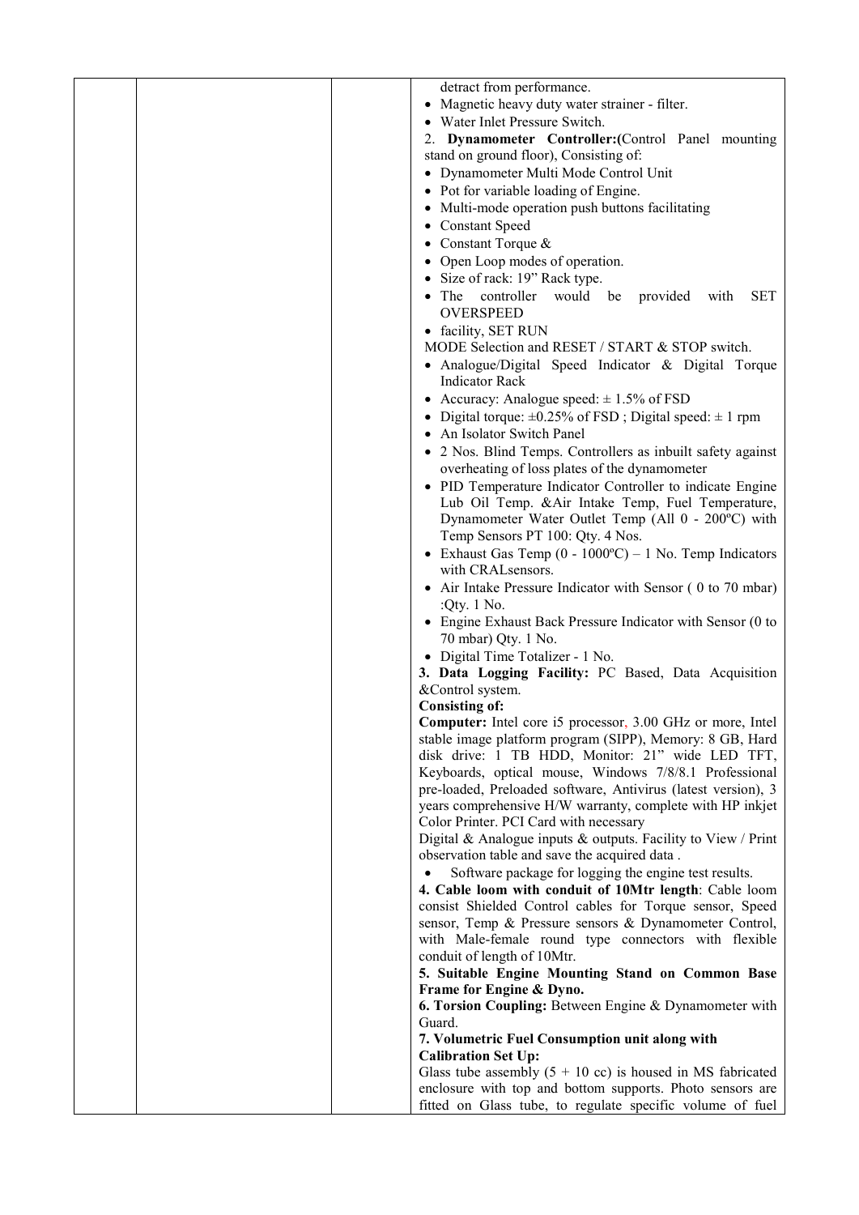| | | | detract from performance.<br>• Magnetic heavy duty water strainer - filter.<br>• Water Inlet Pressure Switch.<br>2. **Dynamometer Controller:**(Control Panel mounting stand on ground floor), Consisting of:<br>• Dynamometer Multi Mode Control Unit<br>• Pot for variable loading of Engine.<br>• Multi-mode operation push buttons facilitating<br>• Constant Speed<br>• Constant Torque &<br>• Open Loop modes of operation.<br>• Size of rack: 19" Rack type.<br>• The controller would be provided with SET OVERSPEED<br>• facility, SET RUN<br>MODE Selection and RESET / START & STOP switch.<br>• Analogue/Digital Speed Indicator & Digital Torque Indicator Rack<br>• Accuracy: Analogue speed: ± 1.5% of FSD<br>• Digital torque: ±0.25% of FSD ; Digital speed: ± 1 rpm<br>• An Isolator Switch Panel<br>• 2 Nos. Blind Temps. Controllers as inbuilt safety against overheating of loss plates of the dynamometer<br>• PID Temperature Indicator Controller to indicate Engine Lub Oil Temp. &Air Intake Temp, Fuel Temperature, Dynamometer Water Outlet Temp (All 0 - 200ºC) with Temp Sensors PT 100: Qty. 4 Nos.<br>• Exhaust Gas Temp (0 - 1000ºC) – 1 No. Temp Indicators with CRALsensors.<br>• Air Intake Pressure Indicator with Sensor ( 0 to 70 mbar) :Qty. 1 No.<br>• Engine Exhaust Back Pressure Indicator with Sensor (0 to 70 mbar) Qty. 1 No.<br>• Digital Time Totalizer - 1 No.<br>**3. Data Logging Facility:** PC Based, Data Acquisition &Control system.<br>**Consisting of:**<br>**Computer:** Intel core i5 processor, 3.00 GHz or more, Intel stable image platform program (SIPP), Memory: 8 GB, Hard disk drive: 1 TB HDD, Monitor: 21" wide LED TFT, Keyboards, optical mouse, Windows 7/8/8.1 Professional pre-loaded, Preloaded software, Antivirus (latest version), 3 years comprehensive H/W warranty, complete with HP inkjet Color Printer. PCI Card with necessary<br>Digital & Analogue inputs & outputs. Facility to View / Print observation table and save the acquired data .<br>• Software package for logging the engine test results.<br>**4. Cable loom with conduit of 10Mtr length**: Cable loom consist Shielded Control cables for Torque sensor, Speed sensor, Temp & Pressure sensors & Dynamometer Control, with Male-female round type connectors with flexible conduit of length of 10Mtr.<br>**5. Suitable Engine Mounting Stand on Common Base Frame for Engine & Dyno.**<br>**6. Torsion Coupling:** Between Engine & Dynamometer with Guard.<br>**7. Volumetric Fuel Consumption unit along with Calibration Set Up:**<br>Glass tube assembly (5 + 10 cc) is housed in MS fabricated enclosure with top and bottom supports. Photo sensors are fitted on Glass tube, to regulate specific volume of fuel |
|---|---|---|---|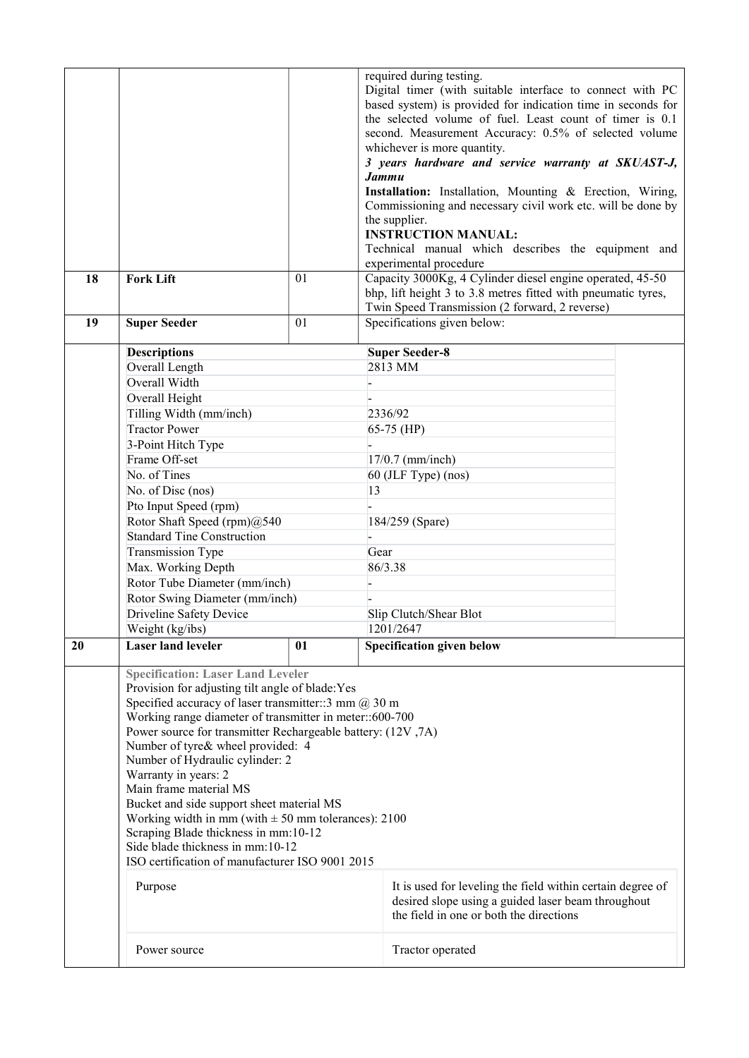| | | | |
|---|---|---|---|
| | | | required during testing.<br>Digital timer (with suitable interface to connect with PC based system) is provided for indication time in seconds for the selected volume of fuel. Least count of timer is 0.1 second. Measurement Accuracy: 0.5% of selected volume whichever is more quantity.<br>***3 years hardware and service warranty at SKUAST-J, Jammu***<br>**Installation:** Installation, Mounting & Erection, Wiring, Commissioning and necessary civil work etc. will be done by the supplier.<br>**INSTRUCTION MANUAL:**<br>Technical manual which describes the equipment and experimental procedure |
| **18** | **Fork Lift** | 01 | Capacity 3000Kg, 4 Cylinder diesel engine operated, 45-50 bhp, lift height 3 to 3.8 metres fitted with pneumatic tyres, Twin Speed Transmission (2 forward, 2 reverse) |
| **19** | **Super Seeder** | 01 | Specifications given below: |

| Descriptions | Super Seeder-8 |
|---|---|
| Overall Length | 2813 MM |
| Overall Width | - |
| Overall Height | - |
| Tilling Width (mm/inch) | 2336/92 |
| Tractor Power | 65-75 (HP) |
| 3-Point Hitch Type | - |
| Frame Off-set | 17/0.7 (mm/inch) |
| No. of Tines | 60 (JLF Type) (nos) |
| No. of Disc (nos) | 13 |
| Pto Input Speed (rpm) | - |
| Rotor Shaft Speed (rpm)@540 | 184/259 (Spare) |
| Standard Tine Construction | - |
| Transmission Type | Gear |
| Max. Working Depth | 86/3.38 |
| Rotor Tube Diameter (mm/inch) | - |
| Rotor Swing Diameter (mm/inch) | - |
| Driveline Safety Device | Slip Clutch/Shear Blot |
| Weight (kg/ibs) | 1201/2647 |

| | | | |
|---|---|---|---|
| **20** | **Laser land leveler** | **01** | **Specification given below** |

**Specification: Laser Land Leveler**

Provision for adjusting tilt angle of blade:Yes
Specified accuracy of laser transmitter::3 mm @ 30 m
Working range diameter of transmitter in meter::600-700
Power source for transmitter Rechargeable battery: (12V ,7A)
Number of tyre& wheel provided: 4
Number of Hydraulic cylinder: 2
Warranty in years: 2
Main frame material MS
Bucket and side support sheet material MS
Working width in mm (with ± 50 mm tolerances): 2100
Scraping Blade thickness in mm:10-12
Side blade thickness in mm:10-12
ISO certification of manufacturer ISO 9001 2015

| | |
|---|---|
| Purpose | It is used for leveling the field within certain degree of desired slope using a guided laser beam throughout the field in one or both the directions |
| Power source | Tractor operated |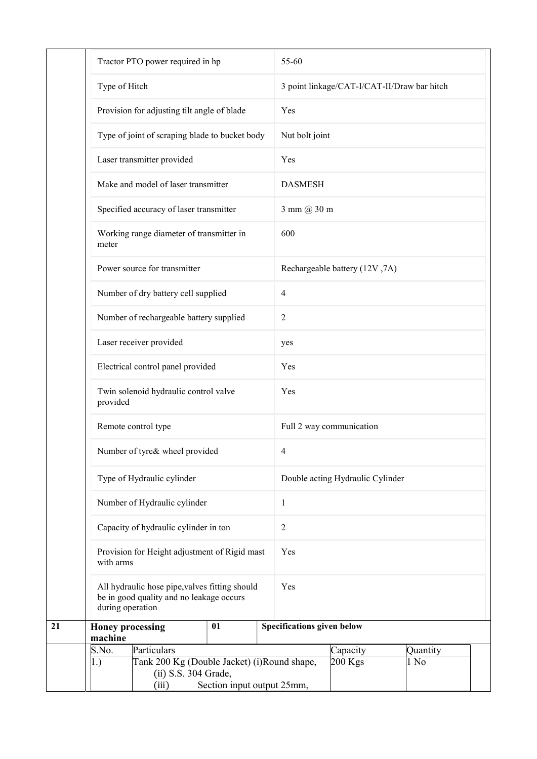| | | |
|---|---|---|
| | Tractor PTO power required in hp | 55-60 |
| | Type of Hitch | 3 point linkage/CAT-I/CAT-II/Draw bar hitch |
| | Provision for adjusting tilt angle of blade | Yes |
| | Type of joint of scraping blade to bucket body | Nut bolt joint |
| | Laser transmitter provided | Yes |
| | Make and model of laser transmitter | DASMESH |
| | Specified accuracy of laser transmitter | 3 mm @ 30 m |
| | Working range diameter of transmitter in meter | 600 |
| | Power source for transmitter | Rechargeable battery (12V ,7A) |
| | Number of dry battery cell supplied | 4 |
| | Number of rechargeable battery supplied | 2 |
| | Laser receiver provided | yes |
| | Electrical control panel provided | Yes |
| | Twin solenoid hydraulic control valve provided | Yes |
| | Remote control type | Full 2 way communication |
| | Number of tyre& wheel provided | 4 |
| | Type of Hydraulic cylinder | Double acting Hydraulic Cylinder |
| | Number of Hydraulic cylinder | 1 |
| | Capacity of hydraulic cylinder in ton | 2 |
| | Provision for Height adjustment of Rigid mast with arms | Yes |
| | All hydraulic hose pipe,valves fitting should be in good quality and no leakage occurs during operation | Yes |

| | | | |
|---|---|---|---|
| **21** | **Honey processing machine** | **01** | **Specifications given below** |

| S.No. | Particulars | Capacity | Quantity |
|---|---|---|---|
| 1.) | Tank 200 Kg (Double Jacket) (i)Round shape, (ii) S.S. 304 Grade, (iii) Section input output 25mm, | 200 Kgs | 1 No |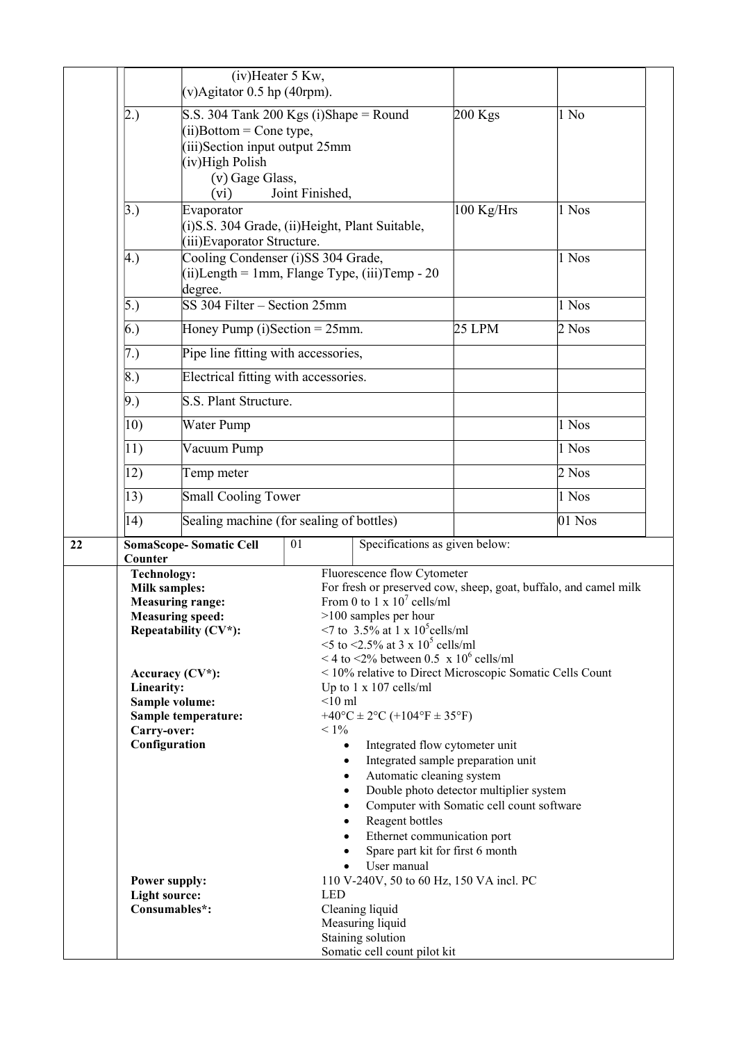| | | | | |
|---|---|---|---|---|
| | | (iv)Heater 5 Kw,<br>(v)Agitator 0.5 hp (40rpm). | | |
| | 2.) | S.S. 304 Tank 200 Kgs (i)Shape = Round<br>(ii)Bottom = Cone type,<br>(iii)Section input output 25mm<br>(iv)High Polish<br>(v) Gage Glass,<br>(vi) Joint Finished, | 200 Kgs | 1 No |
| | 3.) | Evaporator<br>(i)S.S. 304 Grade, (ii)Height, Plant Suitable,<br>(iii)Evaporator Structure. | 100 Kg/Hrs | 1 Nos |
| | 4.) | Cooling Condenser (i)SS 304 Grade,<br>(ii)Length = 1mm, Flange Type, (iii)Temp - 20 degree. | | 1 Nos |
| | 5.) | SS 304 Filter – Section 25mm | | 1 Nos |
| | 6.) | Honey Pump (i)Section = 25mm. | 25 LPM | 2 Nos |
| | 7.) | Pipe line fitting with accessories, | | |
| | 8.) | Electrical fitting with accessories. | | |
| | 9.) | S.S. Plant Structure. | | |
| | 10) | Water Pump | | 1 Nos |
| | 11) | Vacuum Pump | | 1 Nos |
| | 12) | Temp meter | | 2 Nos |
| | 13) | Small Cooling Tower | | 1 Nos |
| | 14) | Sealing machine (for sealing of bottles) | | 01 Nos |

| 22 | **SomaScope- Somatic Cell Counter** | 01 | Specifications as given below: |
|---|---|---|---|

| | |
|---|---|
| **Technology:** | Fluorescence flow Cytometer |
| **Milk samples:** | For fresh or preserved cow, sheep, goat, buffalo, and camel milk |
| **Measuring range:** | From 0 to 1 x $10^7$ cells/ml |
| **Measuring speed:** | >100 samples per hour |
| **Repeatability (CV*):** | <7 to 3.5% at 1 x $10^5$cells/ml<br><5 to <2.5% at 3 x $10^5$ cells/ml<br>< 4 to <2% between 0.5 x $10^6$ cells/ml |
| **Accuracy (CV*):** | < 10% relative to Direct Microscopic Somatic Cells Count |
| **Linearity:** | Up to 1 x 107 cells/ml |
| **Sample volume:** | <10 ml |
| **Sample temperature:** | +40°C ± 2°C (+104°F ± 35°F) |
| **Carry-over:** | < 1% |
| **Configuration** | • Integrated flow cytometer unit<br>• Integrated sample preparation unit<br>• Automatic cleaning system<br>• Double photo detector multiplier system<br>• Computer with Somatic cell count software<br>• Reagent bottles<br>• Ethernet communication port<br>• Spare part kit for first 6 month<br>• User manual |
| **Power supply:** | 110 V-240V, 50 to 60 Hz, 150 VA incl. PC |
| **Light source:** | LED |
| **Consumables*:** | Cleaning liquid<br>Measuring liquid<br>Staining solution<br>Somatic cell count pilot kit |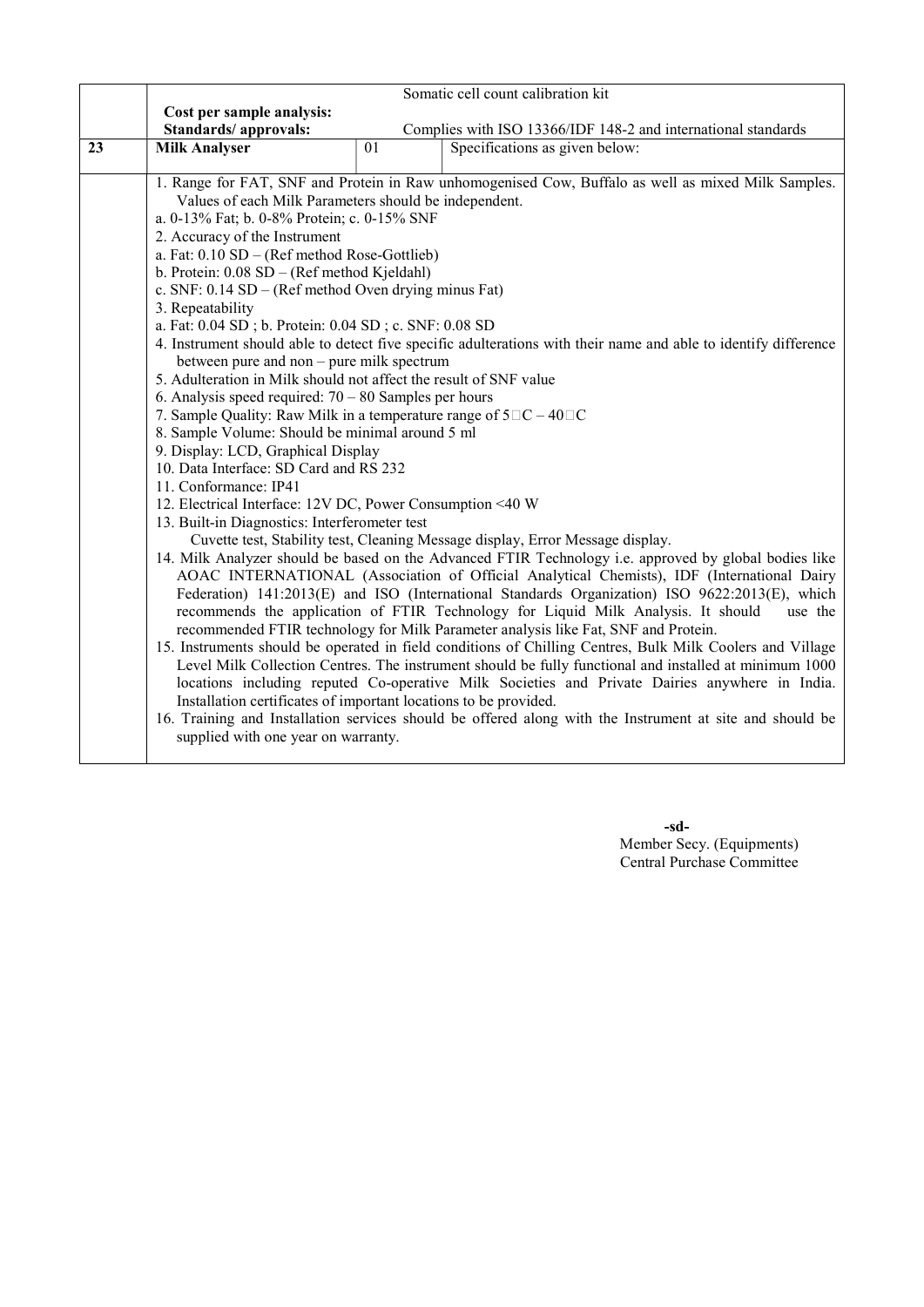| | | | |
|---|---|---|---|
| | | | Somatic cell count calibration kit |
| | **Cost per sample analysis:** | | |
| | **Standards/ approvals:** | | Complies with ISO 13366/IDF 148-2 and international standards |
| **23** | **Milk Analyser** | 01 | Specifications as given below: |
| | 1. Range for FAT, SNF and Protein in Raw unhomogenised Cow, Buffalo as well as mixed Milk Samples. Values of each Milk Parameters should be independent.<br>a. 0-13% Fat; b. 0-8% Protein; c. 0-15% SNF<br>2. Accuracy of the Instrument<br>a. Fat: 0.10 SD – (Ref method Rose-Gottlieb)<br>b. Protein: 0.08 SD – (Ref method Kjeldahl)<br>c. SNF: 0.14 SD – (Ref method Oven drying minus Fat)<br>3. Repeatability<br>a. Fat: 0.04 SD ; b. Protein: 0.04 SD ; c. SNF: 0.08 SD<br>4. Instrument should able to detect five specific adulterations with their name and able to identify difference between pure and non – pure milk spectrum<br>5. Adulteration in Milk should not affect the result of SNF value<br>6. Analysis speed required: 70 – 80 Samples per hours<br>7. Sample Quality: Raw Milk in a temperature range of 5□C – 40□C<br>8. Sample Volume: Should be minimal around 5 ml<br>9. Display: LCD, Graphical Display<br>10. Data Interface: SD Card and RS 232<br>11. Conformance: IP41<br>12. Electrical Interface: 12V DC, Power Consumption <40 W<br>13. Built-in Diagnostics: Interferometer test<br>Cuvette test, Stability test, Cleaning Message display, Error Message display.<br>14. Milk Analyzer should be based on the Advanced FTIR Technology i.e. approved by global bodies like AOAC INTERNATIONAL (Association of Official Analytical Chemists), IDF (International Dairy Federation) 141:2013(E) and ISO (International Standards Organization) ISO 9622:2013(E), which recommends the application of FTIR Technology for Liquid Milk Analysis. It should use the recommended FTIR technology for Milk Parameter analysis like Fat, SNF and Protein.<br>15. Instruments should be operated in field conditions of Chilling Centres, Bulk Milk Coolers and Village Level Milk Collection Centres. The instrument should be fully functional and installed at minimum 1000 locations including reputed Co-operative Milk Societies and Private Dairies anywhere in India. Installation certificates of important locations to be provided.<br>16. Training and Installation services should be offered along with the Instrument at site and should be supplied with one year on warranty. | | |

**-sd-**
Member Secy. (Equipments)
Central Purchase Committee